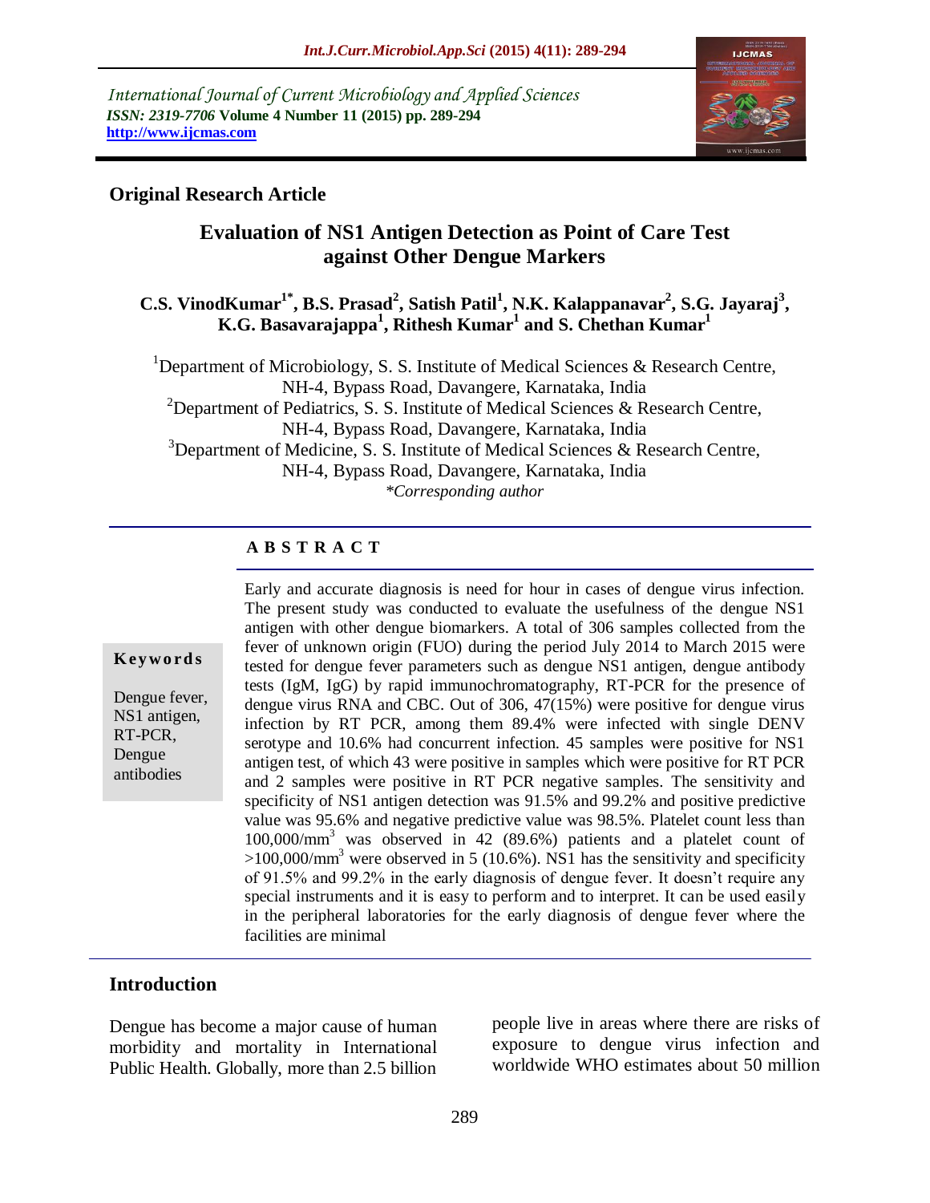International Journal of Current Microbiology and Applied Sciences
*ISSN: 2319-7706* **Volume 4 Number 11 (2015) pp. 289-294**
**http://www.ijcmas.com**

**Original Research Article**

# Evaluation of NS1 Antigen Detection as Point of Care Test against Other Dengue Markers

**C.S. VinodKumar[1*], B.S. Prasad[2], Satish Patil[1], N.K. Kalappanavar[2], S.G. Jayaraj[3], K.G. Basavarajappa[1], Rithesh Kumar[1] and S. Chethan Kumar[1]**

[1]Department of Microbiology, S. S. Institute of Medical Sciences & Research Centre, NH-4, Bypass Road, Davangere, Karnataka, India
[2]Department of Pediatrics, S. S. Institute of Medical Sciences & Research Centre, NH-4, Bypass Road, Davangere, Karnataka, India
[3]Department of Medicine, S. S. Institute of Medical Sciences & Research Centre, NH-4, Bypass Road, Davangere, Karnataka, India
*\*Corresponding author*

## ABSTRACT

**Keywords**

Dengue fever, NS1 antigen, RT-PCR, Dengue antibodies

Early and accurate diagnosis is need for hour in cases of dengue virus infection. The present study was conducted to evaluate the usefulness of the dengue NS1 antigen with other dengue biomarkers. A total of 306 samples collected from the fever of unknown origin (FUO) during the period July 2014 to March 2015 were tested for dengue fever parameters such as dengue NS1 antigen, dengue antibody tests (IgM, IgG) by rapid immunochromatography, RT-PCR for the presence of dengue virus RNA and CBC. Out of 306, 47(15%) were positive for dengue virus infection by RT PCR, among them 89.4% were infected with single DENV serotype and 10.6% had concurrent infection. 45 samples were positive for NS1 antigen test, of which 43 were positive in samples which were positive for RT PCR and 2 samples were positive in RT PCR negative samples. The sensitivity and specificity of NS1 antigen detection was 91.5% and 99.2% and positive predictive value was 95.6% and negative predictive value was 98.5%. Platelet count less than 100,000/mm$^3$ was observed in 42 (89.6%) patients and a platelet count of >100,000/mm$^3$ were observed in 5 (10.6%). NS1 has the sensitivity and specificity of 91.5% and 99.2% in the early diagnosis of dengue fever. It doesn't require any special instruments and it is easy to perform and to interpret. It can be used easily in the peripheral laboratories for the early diagnosis of dengue fever where the facilities are minimal

## Introduction

Dengue has become a major cause of human morbidity and mortality in International Public Health. Globally, more than 2.5 billion people live in areas where there are risks of exposure to dengue virus infection and worldwide WHO estimates about 50 million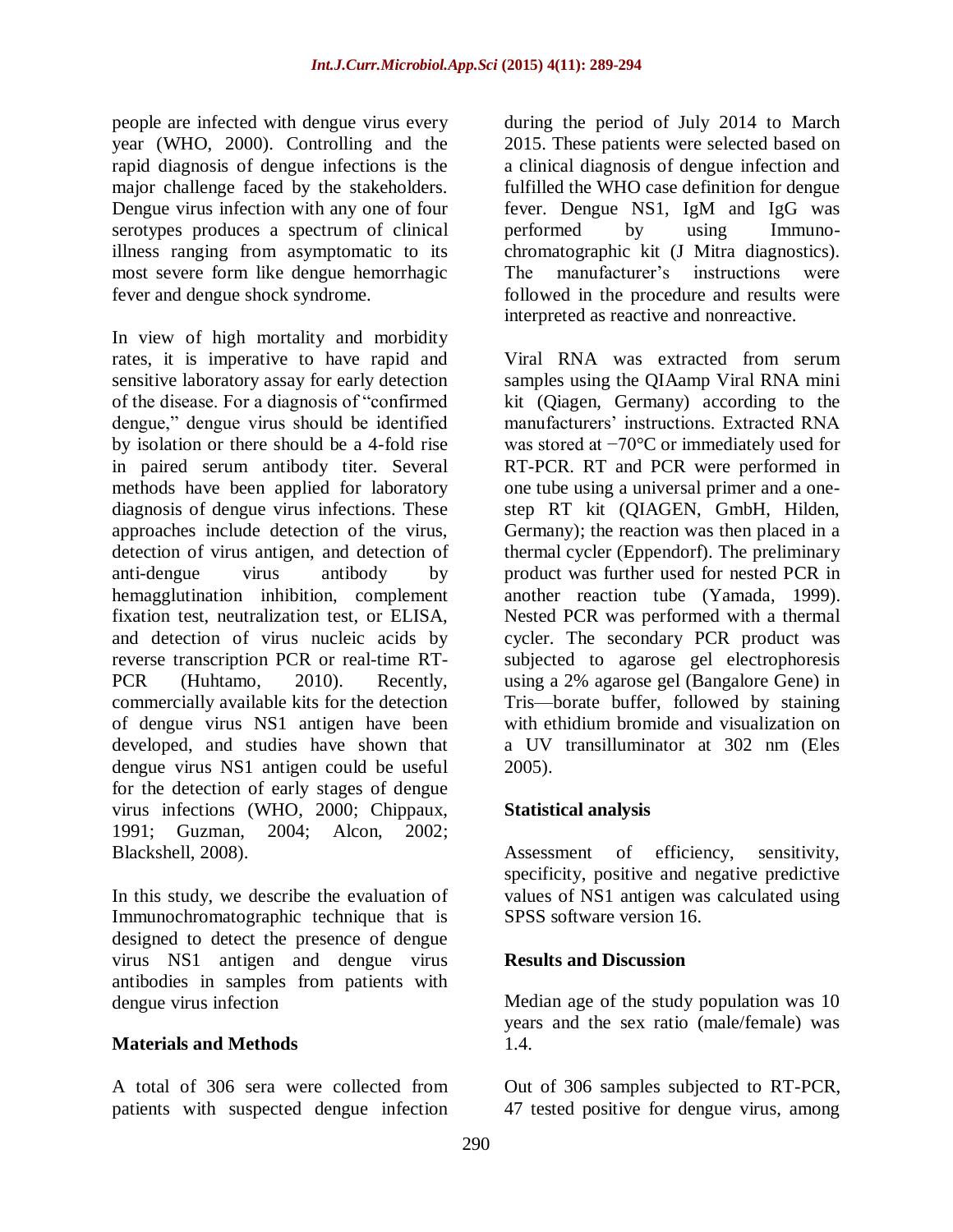people are infected with dengue virus every year (WHO, 2000). Controlling and the rapid diagnosis of dengue infections is the major challenge faced by the stakeholders. Dengue virus infection with any one of four serotypes produces a spectrum of clinical illness ranging from asymptomatic to its most severe form like dengue hemorrhagic fever and dengue shock syndrome.

In view of high mortality and morbidity rates, it is imperative to have rapid and sensitive laboratory assay for early detection of the disease. For a diagnosis of "confirmed dengue," dengue virus should be identified by isolation or there should be a 4-fold rise in paired serum antibody titer. Several methods have been applied for laboratory diagnosis of dengue virus infections. These approaches include detection of the virus, detection of virus antigen, and detection of anti-dengue virus antibody by hemagglutination inhibition, complement fixation test, neutralization test, or ELISA, and detection of virus nucleic acids by reverse transcription PCR or real-time RT-PCR (Huhtamo, 2010). Recently, commercially available kits for the detection of dengue virus NS1 antigen have been developed, and studies have shown that dengue virus NS1 antigen could be useful for the detection of early stages of dengue virus infections (WHO, 2000; Chippaux, 1991; Guzman, 2004; Alcon, 2002; Blackshell, 2008).

In this study, we describe the evaluation of Immunochromatographic technique that is designed to detect the presence of dengue virus NS1 antigen and dengue virus antibodies in samples from patients with dengue virus infection

## Materials and Methods

A total of 306 sera were collected from patients with suspected dengue infection during the period of July 2014 to March 2015. These patients were selected based on a clinical diagnosis of dengue infection and fulfilled the WHO case definition for dengue fever. Dengue NS1, IgM and IgG was performed by using Immuno-chromatographic kit (J Mitra diagnostics). The manufacturer's instructions were followed in the procedure and results were interpreted as reactive and nonreactive.

Viral RNA was extracted from serum samples using the QIAamp Viral RNA mini kit (Qiagen, Germany) according to the manufacturers' instructions. Extracted RNA was stored at −70°C or immediately used for RT-PCR. RT and PCR were performed in one tube using a universal primer and a one-step RT kit (QIAGEN, GmbH, Hilden, Germany); the reaction was then placed in a thermal cycler (Eppendorf). The preliminary product was further used for nested PCR in another reaction tube (Yamada, 1999). Nested PCR was performed with a thermal cycler. The secondary PCR product was subjected to agarose gel electrophoresis using a 2% agarose gel (Bangalore Gene) in Tris—borate buffer, followed by staining with ethidium bromide and visualization on a UV transilluminator at 302 nm (Eles 2005).

### Statistical analysis

Assessment of efficiency, sensitivity, specificity, positive and negative predictive values of NS1 antigen was calculated using SPSS software version 16.

## Results and Discussion

Median age of the study population was 10 years and the sex ratio (male/female) was 1.4.

Out of 306 samples subjected to RT-PCR, 47 tested positive for dengue virus, among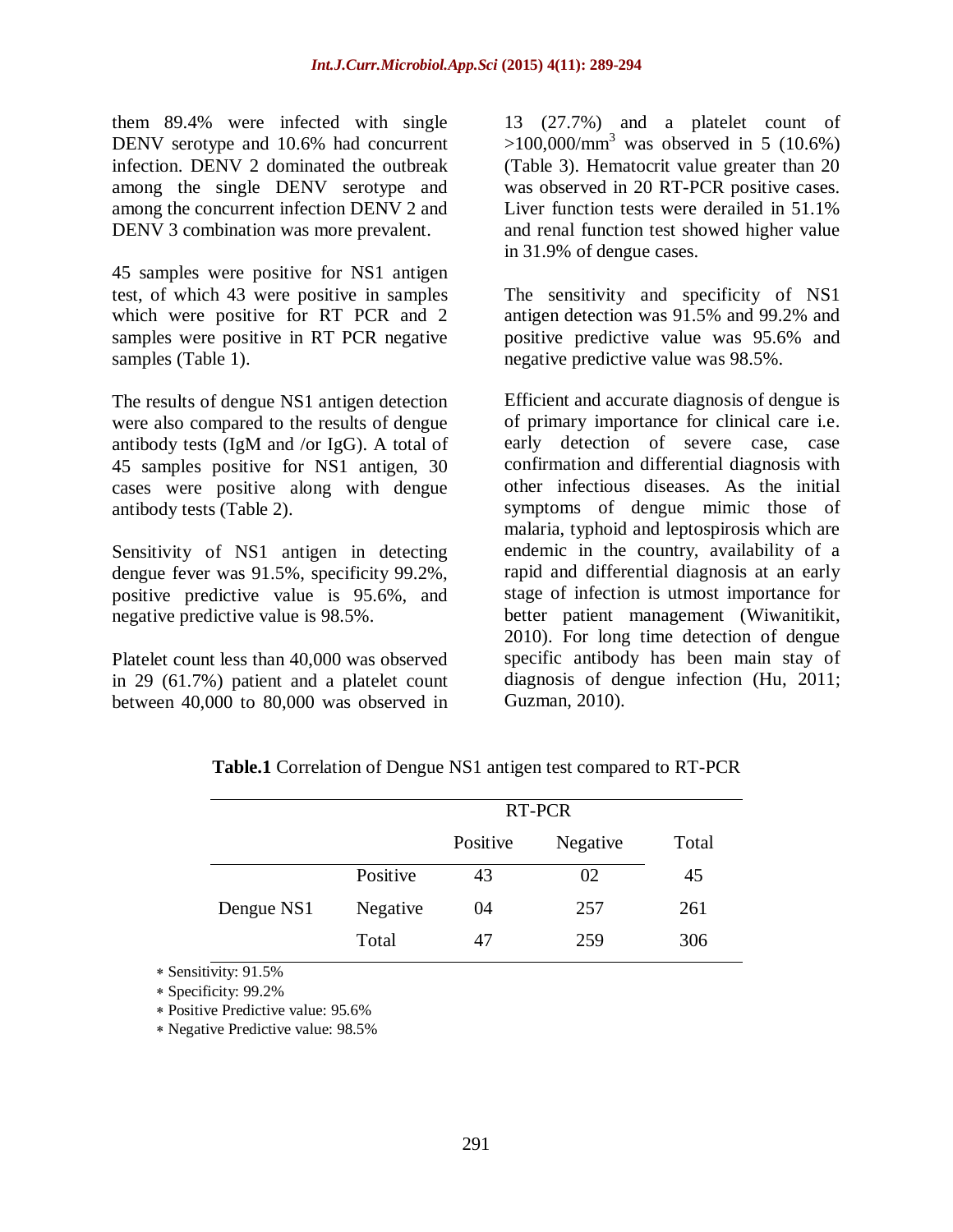them 89.4% were infected with single DENV serotype and 10.6% had concurrent infection. DENV 2 dominated the outbreak among the single DENV serotype and among the concurrent infection DENV 2 and DENV 3 combination was more prevalent.

45 samples were positive for NS1 antigen test, of which 43 were positive in samples which were positive for RT PCR and 2 samples were positive in RT PCR negative samples (Table 1).

The results of dengue NS1 antigen detection were also compared to the results of dengue antibody tests (IgM and /or IgG). A total of 45 samples positive for NS1 antigen, 30 cases were positive along with dengue antibody tests (Table 2).

Sensitivity of NS1 antigen in detecting dengue fever was 91.5%, specificity 99.2%, positive predictive value is 95.6%, and negative predictive value is 98.5%.

Platelet count less than 40,000 was observed in 29 (61.7%) patient and a platelet count between 40,000 to 80,000 was observed in 13 (27.7%) and a platelet count of >100,000/mm$^3$ was observed in 5 (10.6%) (Table 3). Hematocrit value greater than 20 was observed in 20 RT-PCR positive cases. Liver function tests were derailed in 51.1% and renal function test showed higher value in 31.9% of dengue cases.

The sensitivity and specificity of NS1 antigen detection was 91.5% and 99.2% and positive predictive value was 95.6% and negative predictive value was 98.5%.

Efficient and accurate diagnosis of dengue is of primary importance for clinical care i.e. early detection of severe case, case confirmation and differential diagnosis with other infectious diseases. As the initial symptoms of dengue mimic those of malaria, typhoid and leptospirosis which are endemic in the country, availability of a rapid and differential diagnosis at an early stage of infection is utmost importance for better patient management (Wiwanitikit, 2010). For long time detection of dengue specific antibody has been main stay of diagnosis of dengue infection (Hu, 2011; Guzman, 2010).

**Table.1** Correlation of Dengue NS1 antigen test compared to RT-PCR

| | | RT-PCR | | |
|---|---|---|---|---|
| | | Positive | Negative | Total |
| Dengue NS1 | Positive | 43 | 02 | 45 |
| | Negative | 04 | 257 | 261 |
| | Total | 47 | 259 | 306 |

* Sensitivity: 91.5%
* Specificity: 99.2%
* Positive Predictive value: 95.6%
* Negative Predictive value: 98.5%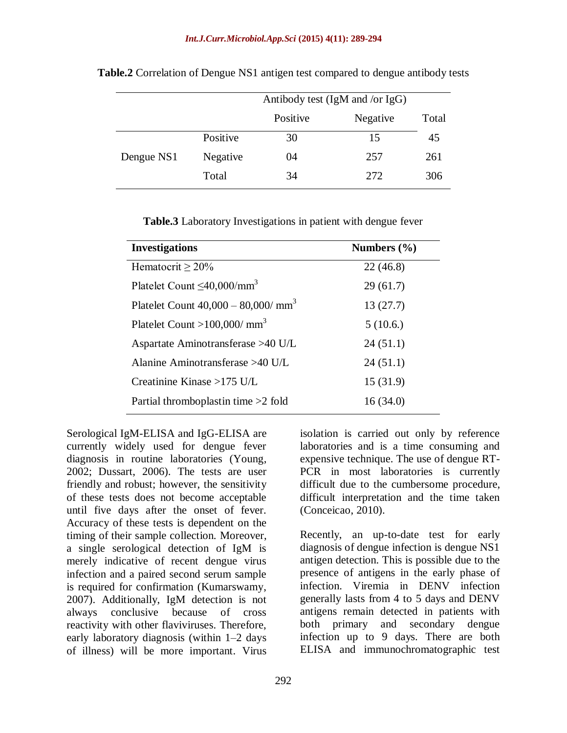**Table.2** Correlation of Dengue NS1 antigen test compared to dengue antibody tests

| | | Antibody test (IgM and /or IgG) | | |
|---|---|---|---|---|
| | | Positive | Negative | Total |
| Dengue NS1 | Positive | 30 | 15 | 45 |
| | Negative | 04 | 257 | 261 |
| | Total | 34 | 272 | 306 |

**Table.3** Laboratory Investigations in patient with dengue fever

| **Investigations** | **Numbers (%)** |
|---|---|
| Hematocrit ≥ 20% | 22 (46.8) |
| Platelet Count ≤40,000/mm$^3$ | 29 (61.7) |
| Platelet Count 40,000 – 80,000/ mm$^3$ | 13 (27.7) |
| Platelet Count >100,000/ mm$^3$ | 5 (10.6.) |
| Aspartate Aminotransferase >40 U/L | 24 (51.1) |
| Alanine Aminotransferase >40 U/L | 24 (51.1) |
| Creatinine Kinase >175 U/L | 15 (31.9) |
| Partial thromboplastin time >2 fold | 16 (34.0) |

Serological IgM-ELISA and IgG-ELISA are currently widely used for dengue fever diagnosis in routine laboratories (Young, 2002; Dussart, 2006). The tests are user friendly and robust; however, the sensitivity of these tests does not become acceptable until five days after the onset of fever. Accuracy of these tests is dependent on the timing of their sample collection. Moreover, a single serological detection of IgM is merely indicative of recent dengue virus infection and a paired second serum sample is required for confirmation (Kumarswamy, 2007). Additionally, IgM detection is not always conclusive because of cross reactivity with other flaviviruses. Therefore, early laboratory diagnosis (within 1–2 days of illness) will be more important. Virus isolation is carried out only by reference laboratories and is a time consuming and expensive technique. The use of dengue RT-PCR in most laboratories is currently difficult due to the cumbersome procedure, difficult interpretation and the time taken (Conceicao, 2010).

Recently, an up-to-date test for early diagnosis of dengue infection is dengue NS1 antigen detection. This is possible due to the presence of antigens in the early phase of infection. Viremia in DENV infection generally lasts from 4 to 5 days and DENV antigens remain detected in patients with both primary and secondary dengue infection up to 9 days. There are both ELISA and immunochromatographic test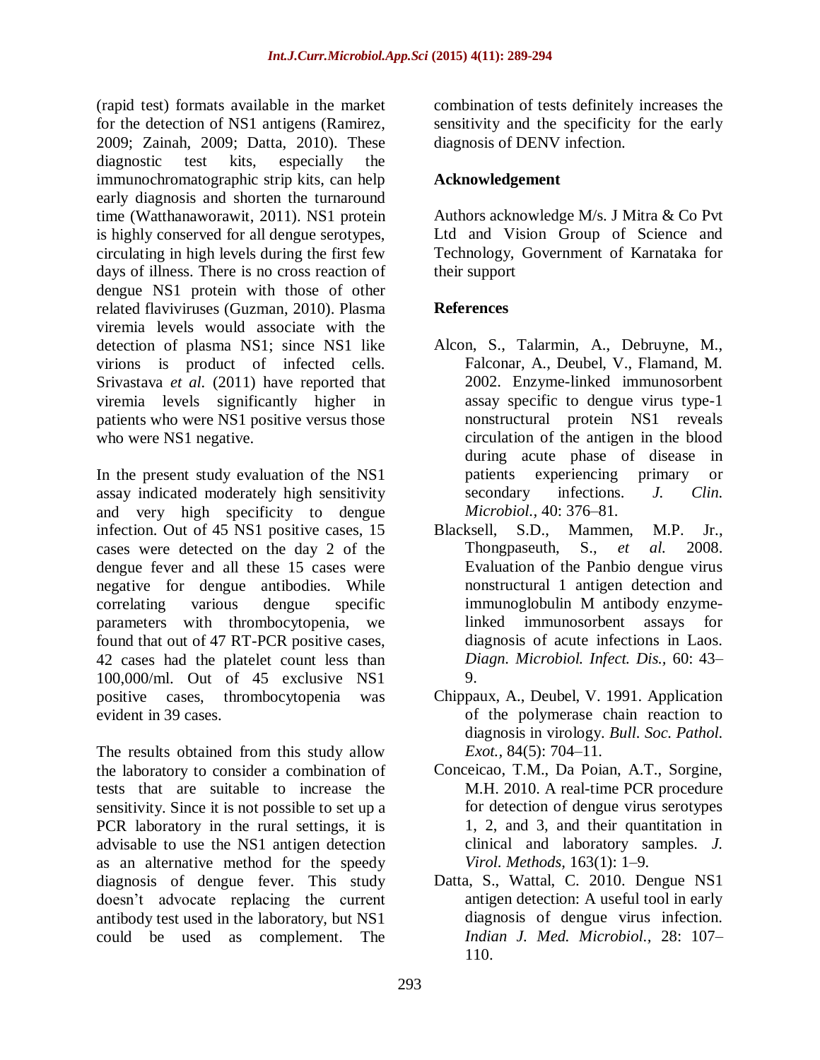(rapid test) formats available in the market for the detection of NS1 antigens (Ramirez, 2009; Zainah, 2009; Datta, 2010). These diagnostic test kits, especially the immunochromatographic strip kits, can help early diagnosis and shorten the turnaround time (Watthanaworawit, 2011). NS1 protein is highly conserved for all dengue serotypes, circulating in high levels during the first few days of illness. There is no cross reaction of dengue NS1 protein with those of other related flaviviruses (Guzman, 2010). Plasma viremia levels would associate with the detection of plasma NS1; since NS1 like virions is product of infected cells. Srivastava *et al.* (2011) have reported that viremia levels significantly higher in patients who were NS1 positive versus those who were NS1 negative.

In the present study evaluation of the NS1 assay indicated moderately high sensitivity and very high specificity to dengue infection. Out of 45 NS1 positive cases, 15 cases were detected on the day 2 of the dengue fever and all these 15 cases were negative for dengue antibodies. While correlating various dengue specific parameters with thrombocytopenia, we found that out of 47 RT-PCR positive cases, 42 cases had the platelet count less than 100,000/ml. Out of 45 exclusive NS1 positive cases, thrombocytopenia was evident in 39 cases.

The results obtained from this study allow the laboratory to consider a combination of tests that are suitable to increase the sensitivity. Since it is not possible to set up a PCR laboratory in the rural settings, it is advisable to use the NS1 antigen detection as an alternative method for the speedy diagnosis of dengue fever. This study doesn't advocate replacing the current antibody test used in the laboratory, but NS1 could be used as complement. The combination of tests definitely increases the sensitivity and the specificity for the early diagnosis of DENV infection.

## Acknowledgement

Authors acknowledge M/s. J Mitra & Co Pvt Ltd and Vision Group of Science and Technology, Government of Karnataka for their support

## References

- Alcon, S., Talarmin, A., Debruyne, M., Falconar, A., Deubel, V., Flamand, M. 2002. Enzyme-linked immunosorbent assay specific to dengue virus type-1 nonstructural protein NS1 reveals circulation of the antigen in the blood during acute phase of disease in patients experiencing primary or secondary infections. *J. Clin. Microbiol.,* 40: 376–81.
- Blacksell, S.D., Mammen, M.P. Jr., Thongpaseuth, S., *et al.* 2008. Evaluation of the Panbio dengue virus nonstructural 1 antigen detection and immunoglobulin M antibody enzyme-linked immunosorbent assays for diagnosis of acute infections in Laos. *Diagn. Microbiol. Infect. Dis.,* 60: 43–9.
- Chippaux, A., Deubel, V. 1991. Application of the polymerase chain reaction to diagnosis in virology. *Bull. Soc. Pathol. Exot.,* 84(5): 704–11.
- Conceicao, T.M., Da Poian, A.T., Sorgine, M.H. 2010. A real-time PCR procedure for detection of dengue virus serotypes 1, 2, and 3, and their quantitation in clinical and laboratory samples. *J. Virol. Methods,* 163(1): 1–9.
- Datta, S., Wattal, C. 2010. Dengue NS1 antigen detection: A useful tool in early diagnosis of dengue virus infection. *Indian J. Med. Microbiol.,* 28: 107–110.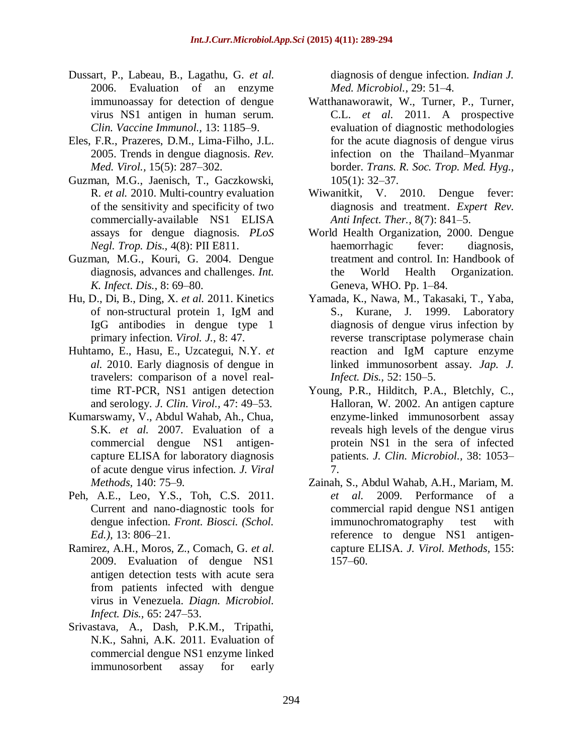Dussart, P., Labeau, B., Lagathu, G. *et al.* 2006. Evaluation of an enzyme immunoassay for detection of dengue virus NS1 antigen in human serum. *Clin. Vaccine Immunol.,* 13: 1185–9.

Eles, F.R., Prazeres, D.M., Lima-Filho, J.L. 2005. Trends in dengue diagnosis. *Rev. Med. Virol.,* 15(5): 287–302.

Guzman, M.G., Jaenisch, T., Gaczkowski, R. *et al.* 2010. Multi-country evaluation of the sensitivity and specificity of two commercially-available NS1 ELISA assays for dengue diagnosis. *PLoS Negl. Trop. Dis.,* 4(8): PII E811.

Guzman, M.G., Kouri, G. 2004. Dengue diagnosis, advances and challenges. *Int. K. Infect. Dis.,* 8: 69–80.

Hu, D., Di, B., Ding, X. *et al.* 2011. Kinetics of non-structural protein 1, IgM and IgG antibodies in dengue type 1 primary infection. *Virol. J.,* 8: 47.

Huhtamo, E., Hasu, E., Uzcategui, N.Y. *et al.* 2010. Early diagnosis of dengue in travelers: comparison of a novel real-time RT-PCR, NS1 antigen detection and serology. *J. Clin. Virol.,* 47: 49–53.

Kumarswamy, V., Abdul Wahab, Ah., Chua, S.K. *et al.* 2007. Evaluation of a commercial dengue NS1 antigen-capture ELISA for laboratory diagnosis of acute dengue virus infection. *J. Viral Methods,* 140: 75–9.

Peh, A.E., Leo, Y.S., Toh, C.S. 2011. Current and nano-diagnostic tools for dengue infection. *Front. Biosci. (Schol. Ed.),* 13: 806–21.

Ramirez, A.H., Moros, Z., Comach, G. *et al.* 2009. Evaluation of dengue NS1 antigen detection tests with acute sera from patients infected with dengue virus in Venezuela. *Diagn. Microbiol. Infect. Dis.,* 65: 247–53.

Srivastava, A., Dash, P.K.M., Tripathi, N.K., Sahni, A.K. 2011. Evaluation of commercial dengue NS1 enzyme linked immunosorbent assay for early diagnosis of dengue infection. *Indian J. Med. Microbiol.,* 29: 51–4.

Watthanaworawit, W., Turner, P., Turner, C.L. *et al.* 2011. A prospective evaluation of diagnostic methodologies for the acute diagnosis of dengue virus infection on the Thailand–Myanmar border. *Trans. R. Soc. Trop. Med. Hyg.,* 105(1): 32–37.

Wiwanitkit, V. 2010. Dengue fever: diagnosis and treatment. *Expert Rev. Anti Infect. Ther.,* 8(7): 841–5.

World Health Organization, 2000. Dengue haemorrhagic fever: diagnosis, treatment and control. In: Handbook of the World Health Organization. Geneva, WHO. Pp. 1–84.

Yamada, K., Nawa, M., Takasaki, T., Yaba, S., Kurane, J. 1999. Laboratory diagnosis of dengue virus infection by reverse transcriptase polymerase chain reaction and IgM capture enzyme linked immunosorbent assay. *Jap. J. Infect. Dis.,* 52: 150–5.

Young, P.R., Hilditch, P.A., Bletchly, C., Halloran, W. 2002. An antigen capture enzyme-linked immunosorbent assay reveals high levels of the dengue virus protein NS1 in the sera of infected patients. *J. Clin. Microbiol.,* 38: 1053–7.

Zainah, S., Abdul Wahab, A.H., Mariam, M. *et al.* 2009. Performance of a commercial rapid dengue NS1 antigen immunochromatography test with reference to dengue NS1 antigen-capture ELISA. *J. Virol. Methods,* 155: 157–60.